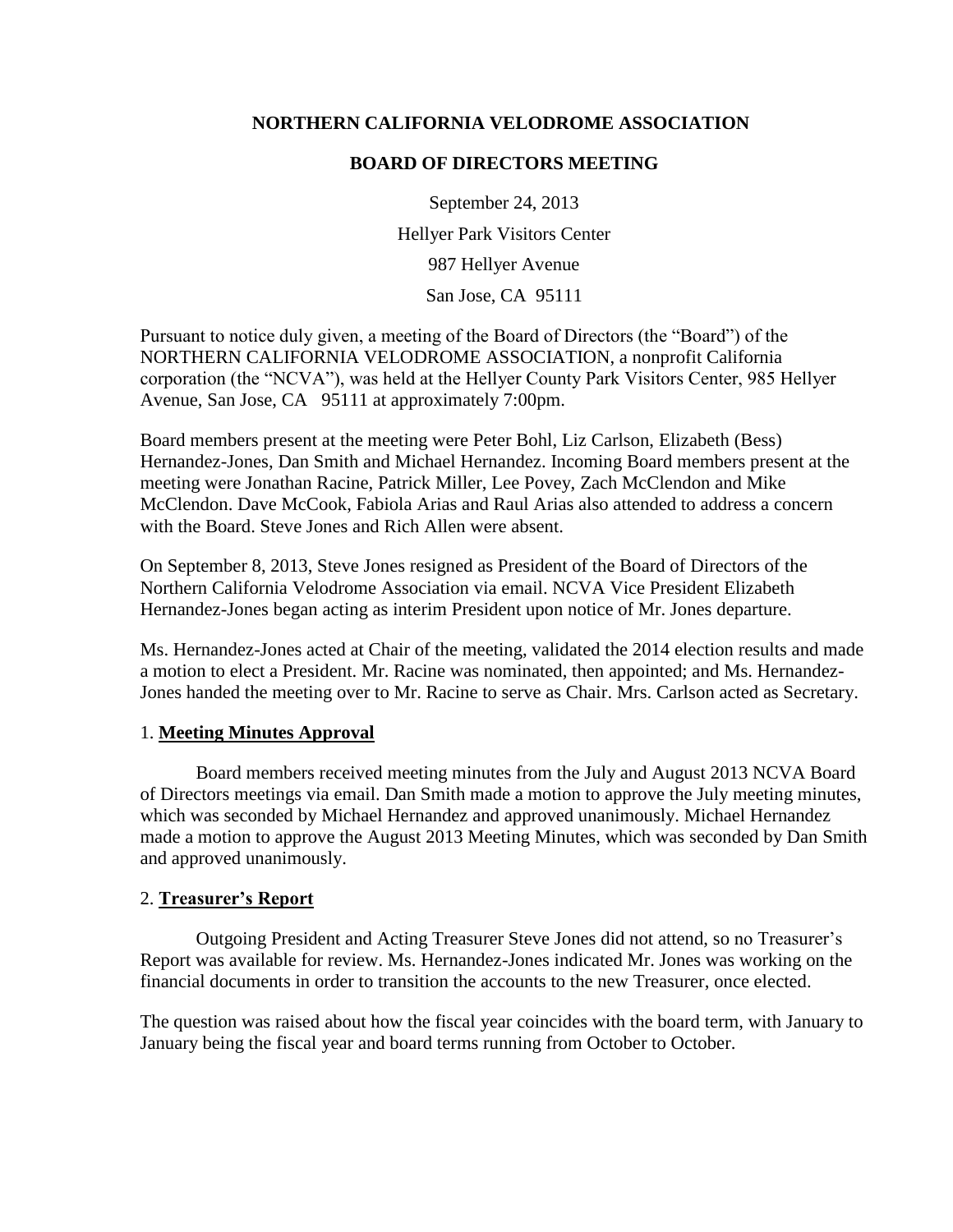# NORTHERN CALIFORNIA VELODROME ASSOCIATION

## BOARD OF DIRECTORS MEETING

September 24, 2013

Hellyer Park Visitors Center

987 Hellyer Avenue

San Jose, CA 95111

Pursuant to notice duly given, a meeting of the Board of Directors (the "Board") of the NORTHERN CALIFORNIA VELODROME ASSOCIATION, a nonprofit California corporation (the "NCVA"), was held at the Hellyer County Park Visitors Center, 985 Hellyer Avenue, San Jose, CA 95111 at approximately 7:00pm.

Board members present at the meeting were Peter Bohl, Liz Carlson, Elizabeth (Bess) Hernandez-Jones, Dan Smith and Michael Hernandez. Incoming Board members present at the meeting were Jonathan Racine, Patrick Miller, Lee Povey, Zach McClendon and Mike McClendon. Dave McCook, Fabiola Arias and Raul Arias also attended to address a concern with the Board. Steve Jones and Rich Allen were absent.

On September 8, 2013, Steve Jones resigned as President of the Board of Directors of the Northern California Velodrome Association via email. NCVA Vice President Elizabeth Hernandez-Jones began acting as interim President upon notice of Mr. Jones departure.

Ms. Hernandez-Jones acted at Chair of the meeting, validated the 2014 election results and made a motion to elect a President. Mr. Racine was nominated, then appointed; and Ms. Hernandez-Jones handed the meeting over to Mr. Racine to serve as Chair. Mrs. Carlson acted as Secretary.

### 1. **Meeting Minutes Approval**

Board members received meeting minutes from the July and August 2013 NCVA Board of Directors meetings via email. Dan Smith made a motion to approve the July meeting minutes, which was seconded by Michael Hernandez and approved unanimously. Michael Hernandez made a motion to approve the August 2013 Meeting Minutes, which was seconded by Dan Smith and approved unanimously.

### 2. **Treasurer's Report**

Outgoing President and Acting Treasurer Steve Jones did not attend, so no Treasurer's Report was available for review. Ms. Hernandez-Jones indicated Mr. Jones was working on the financial documents in order to transition the accounts to the new Treasurer, once elected.

The question was raised about how the fiscal year coincides with the board term, with January to January being the fiscal year and board terms running from October to October.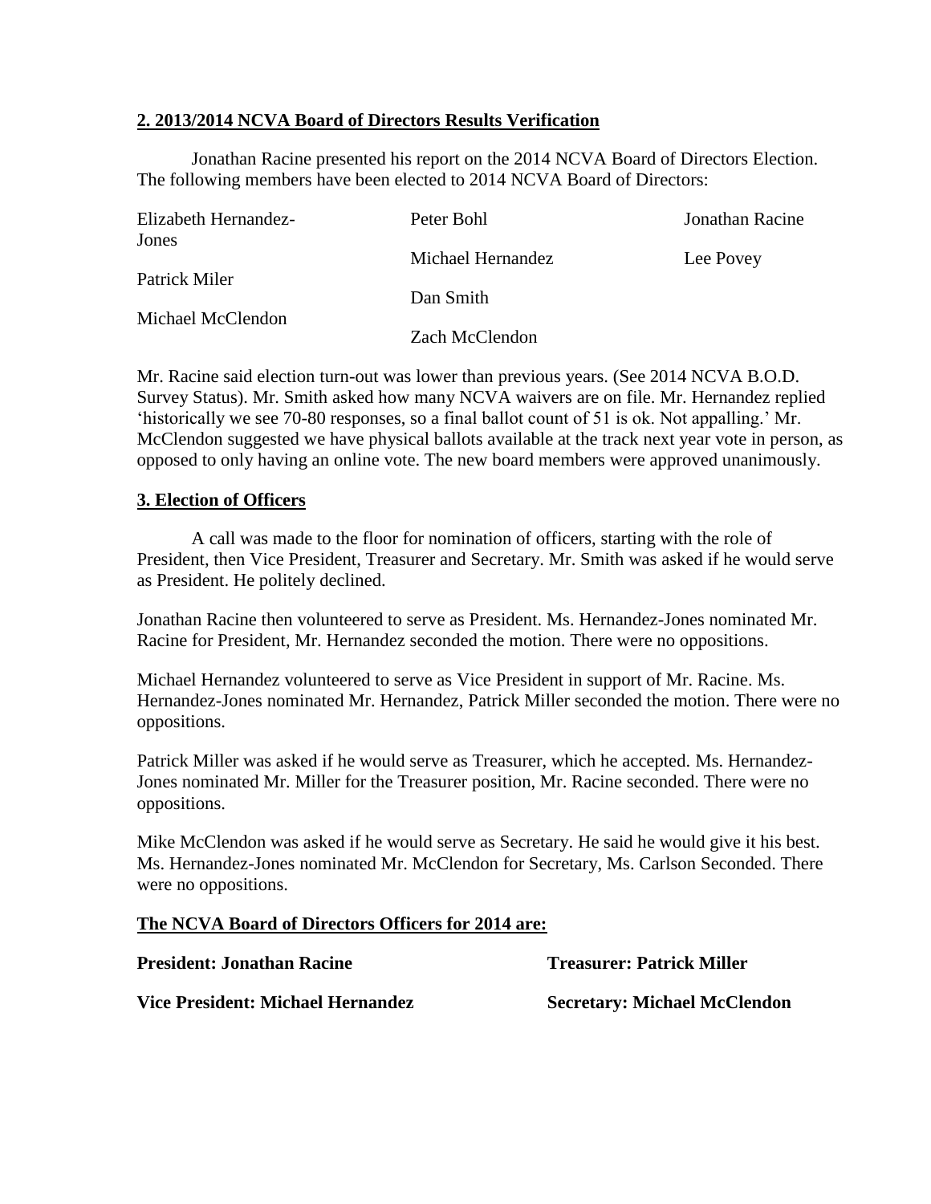## 2. 2013/2014 NCVA Board of Directors Results Verification

Jonathan Racine presented his report on the 2014 NCVA Board of Directors Election. The following members have been elected to 2014 NCVA Board of Directors:

| | | |
|---|---|---|
| Elizabeth Hernandez-Jones | Peter Bohl | Jonathan Racine |
| Patrick Miler | Michael Hernandez | Lee Povey |
| Michael McClendon | Dan Smith | |
| | Zach McClendon | |

Mr. Racine said election turn-out was lower than previous years. (See 2014 NCVA B.O.D. Survey Status). Mr. Smith asked how many NCVA waivers are on file. Mr. Hernandez replied 'historically we see 70-80 responses, so a final ballot count of 51 is ok. Not appalling.' Mr. McClendon suggested we have physical ballots available at the track next year vote in person, as opposed to only having an online vote. The new board members were approved unanimously.

## 3. Election of Officers

A call was made to the floor for nomination of officers, starting with the role of President, then Vice President, Treasurer and Secretary. Mr. Smith was asked if he would serve as President. He politely declined.

Jonathan Racine then volunteered to serve as President. Ms. Hernandez-Jones nominated Mr. Racine for President, Mr. Hernandez seconded the motion. There were no oppositions.

Michael Hernandez volunteered to serve as Vice President in support of Mr. Racine. Ms. Hernandez-Jones nominated Mr. Hernandez, Patrick Miller seconded the motion. There were no oppositions.

Patrick Miller was asked if he would serve as Treasurer, which he accepted. Ms. Hernandez-Jones nominated Mr. Miller for the Treasurer position, Mr. Racine seconded. There were no oppositions.

Mike McClendon was asked if he would serve as Secretary. He said he would give it his best. Ms. Hernandez-Jones nominated Mr. McClendon for Secretary, Ms. Carlson Seconded. There were no oppositions.

**The NCVA Board of Directors Officers for 2014 are:**

**President: Jonathan Racine**

**Vice President: Michael Hernandez**

**Treasurer: Patrick Miller**

**Secretary: Michael McClendon**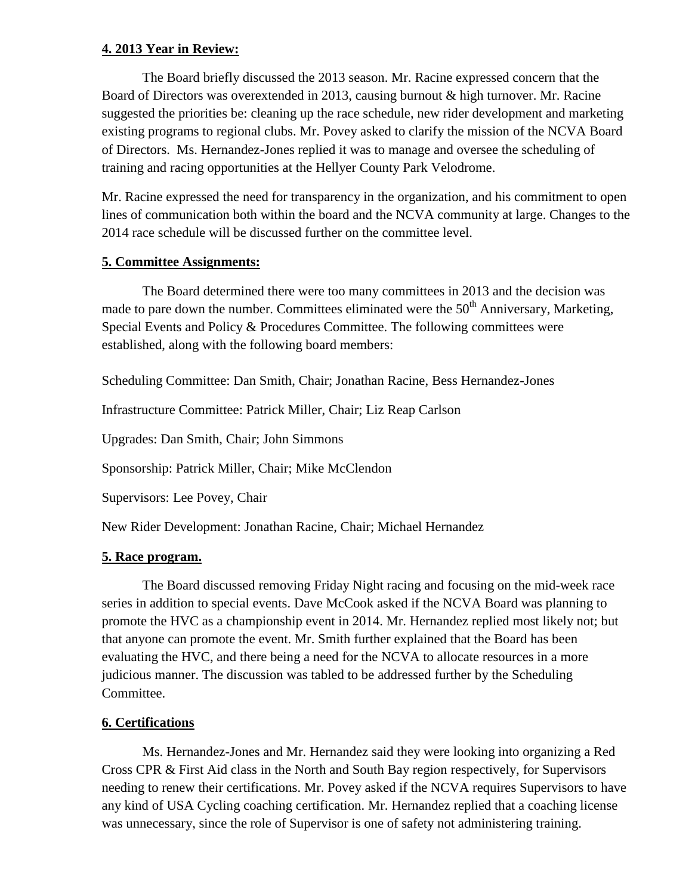**4. 2013 Year in Review:**

The Board briefly discussed the 2013 season. Mr. Racine expressed concern that the Board of Directors was overextended in 2013, causing burnout & high turnover. Mr. Racine suggested the priorities be: cleaning up the race schedule, new rider development and marketing existing programs to regional clubs. Mr. Povey asked to clarify the mission of the NCVA Board of Directors. Ms. Hernandez-Jones replied it was to manage and oversee the scheduling of training and racing opportunities at the Hellyer County Park Velodrome.

Mr. Racine expressed the need for transparency in the organization, and his commitment to open lines of communication both within the board and the NCVA community at large. Changes to the 2014 race schedule will be discussed further on the committee level.

**5. Committee Assignments:**

The Board determined there were too many committees in 2013 and the decision was made to pare down the number. Committees eliminated were the 50th Anniversary, Marketing, Special Events and Policy & Procedures Committee. The following committees were established, along with the following board members:

Scheduling Committee: Dan Smith, Chair; Jonathan Racine, Bess Hernandez-Jones

Infrastructure Committee: Patrick Miller, Chair; Liz Reap Carlson

Upgrades: Dan Smith, Chair; John Simmons

Sponsorship: Patrick Miller, Chair; Mike McClendon

Supervisors: Lee Povey, Chair

New Rider Development: Jonathan Racine, Chair; Michael Hernandez

**5. Race program.**

The Board discussed removing Friday Night racing and focusing on the mid-week race series in addition to special events. Dave McCook asked if the NCVA Board was planning to promote the HVC as a championship event in 2014. Mr. Hernandez replied most likely not; but that anyone can promote the event. Mr. Smith further explained that the Board has been evaluating the HVC, and there being a need for the NCVA to allocate resources in a more judicious manner. The discussion was tabled to be addressed further by the Scheduling Committee.

**6. Certifications**

Ms. Hernandez-Jones and Mr. Hernandez said they were looking into organizing a Red Cross CPR & First Aid class in the North and South Bay region respectively, for Supervisors needing to renew their certifications. Mr. Povey asked if the NCVA requires Supervisors to have any kind of USA Cycling coaching certification. Mr. Hernandez replied that a coaching license was unnecessary, since the role of Supervisor is one of safety not administering training.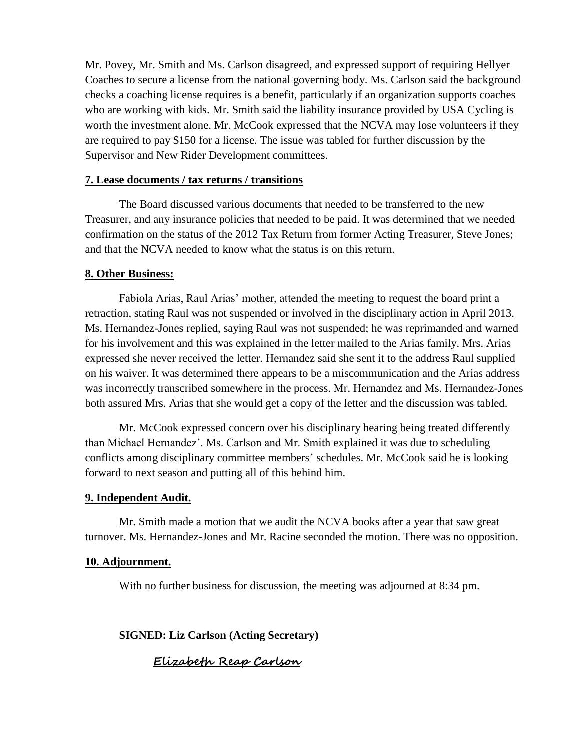Mr. Povey, Mr. Smith and Ms. Carlson disagreed, and expressed support of requiring Hellyer Coaches to secure a license from the national governing body. Ms. Carlson said the background checks a coaching license requires is a benefit, particularly if an organization supports coaches who are working with kids. Mr. Smith said the liability insurance provided by USA Cycling is worth the investment alone. Mr. McCook expressed that the NCVA may lose volunteers if they are required to pay $150 for a license. The issue was tabled for further discussion by the Supervisor and New Rider Development committees.

**7. Lease documents / tax returns / transitions**

The Board discussed various documents that needed to be transferred to the new Treasurer, and any insurance policies that needed to be paid. It was determined that we needed confirmation on the status of the 2012 Tax Return from former Acting Treasurer, Steve Jones; and that the NCVA needed to know what the status is on this return.

**8. Other Business:**

Fabiola Arias, Raul Arias' mother, attended the meeting to request the board print a retraction, stating Raul was not suspended or involved in the disciplinary action in April 2013. Ms. Hernandez-Jones replied, saying Raul was not suspended; he was reprimanded and warned for his involvement and this was explained in the letter mailed to the Arias family. Mrs. Arias expressed she never received the letter. Hernandez said she sent it to the address Raul supplied on his waiver. It was determined there appears to be a miscommunication and the Arias address was incorrectly transcribed somewhere in the process. Mr. Hernandez and Ms. Hernandez-Jones both assured Mrs. Arias that she would get a copy of the letter and the discussion was tabled.

Mr. McCook expressed concern over his disciplinary hearing being treated differently than Michael Hernandez'. Ms. Carlson and Mr. Smith explained it was due to scheduling conflicts among disciplinary committee members' schedules. Mr. McCook said he is looking forward to next season and putting all of this behind him.

**9. Independent Audit.**

Mr. Smith made a motion that we audit the NCVA books after a year that saw great turnover. Ms. Hernandez-Jones and Mr. Racine seconded the motion. There was no opposition.

**10. Adjournment.**

With no further business for discussion, the meeting was adjourned at 8:34 pm.

**SIGNED: Liz Carlson (Acting Secretary)**

Elizabeth Reap Carlson